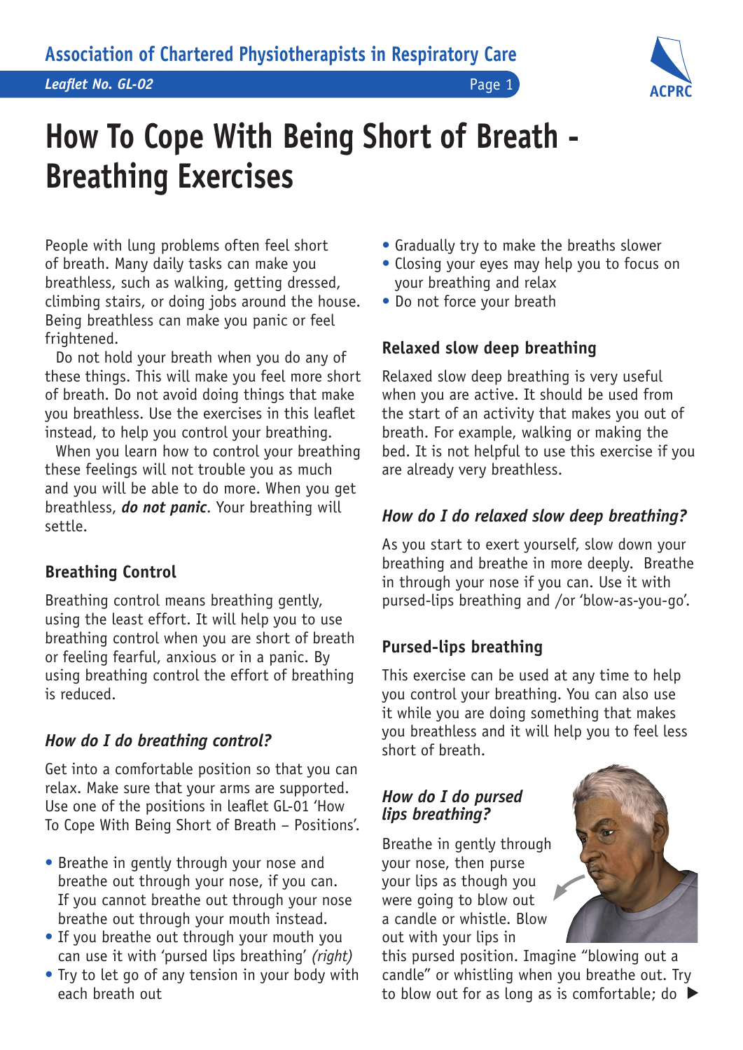Association of Chartered Physiotherapists in Respiratory Care

*Leaflet No. GL-02*

# How To Cope With Being Short of Breath - Breathing Exercises

People with lung problems often feel short of breath. Many daily tasks can make you breathless, such as walking, getting dressed, climbing stairs, or doing jobs around the house. Being breathless can make you panic or feel frightened.

Do not hold your breath when you do any of these things. This will make you feel more short of breath. Do not avoid doing things that make you breathless. Use the exercises in this leaflet instead, to help you control your breathing.

When you learn how to control your breathing these feelings will not trouble you as much and you will be able to do more. When you get breathless, ***do not panic***. Your breathing will settle.

## Breathing Control

Breathing control means breathing gently, using the least effort. It will help you to use breathing control when you are short of breath or feeling fearful, anxious or in a panic. By using breathing control the effort of breathing is reduced.

### *How do I do breathing control?*

Get into a comfortable position so that you can relax. Make sure that your arms are supported. Use one of the positions in leaflet GL-01 'How To Cope With Being Short of Breath – Positions'.

- Breathe in gently through your nose and breathe out through your nose, if you can. If you cannot breathe out through your nose breathe out through your mouth instead.
- If you breathe out through your mouth you can use it with 'pursed lips breathing' *(right)*
- Try to let go of any tension in your body with each breath out
- Gradually try to make the breaths slower
- Closing your eyes may help you to focus on your breathing and relax
- Do not force your breath

## Relaxed slow deep breathing

Relaxed slow deep breathing is very useful when you are active. It should be used from the start of an activity that makes you out of breath. For example, walking or making the bed. It is not helpful to use this exercise if you are already very breathless.

### *How do I do relaxed slow deep breathing?*

As you start to exert yourself, slow down your breathing and breathe in more deeply. Breathe in through your nose if you can. Use it with pursed-lips breathing and /or 'blow-as-you-go'.

## Pursed-lips breathing

This exercise can be used at any time to help you control your breathing. You can also use it while you are doing something that makes you breathless and it will help you to feel less short of breath.

### *How do I do pursed lips breathing?*

Breathe in gently through your nose, then purse your lips as though you were going to blow out a candle or whistle. Blow out with your lips in this pursed position. Imagine "blowing out a candle" or whistling when you breathe out. Try to blow out for as long as is comfortable; do ▶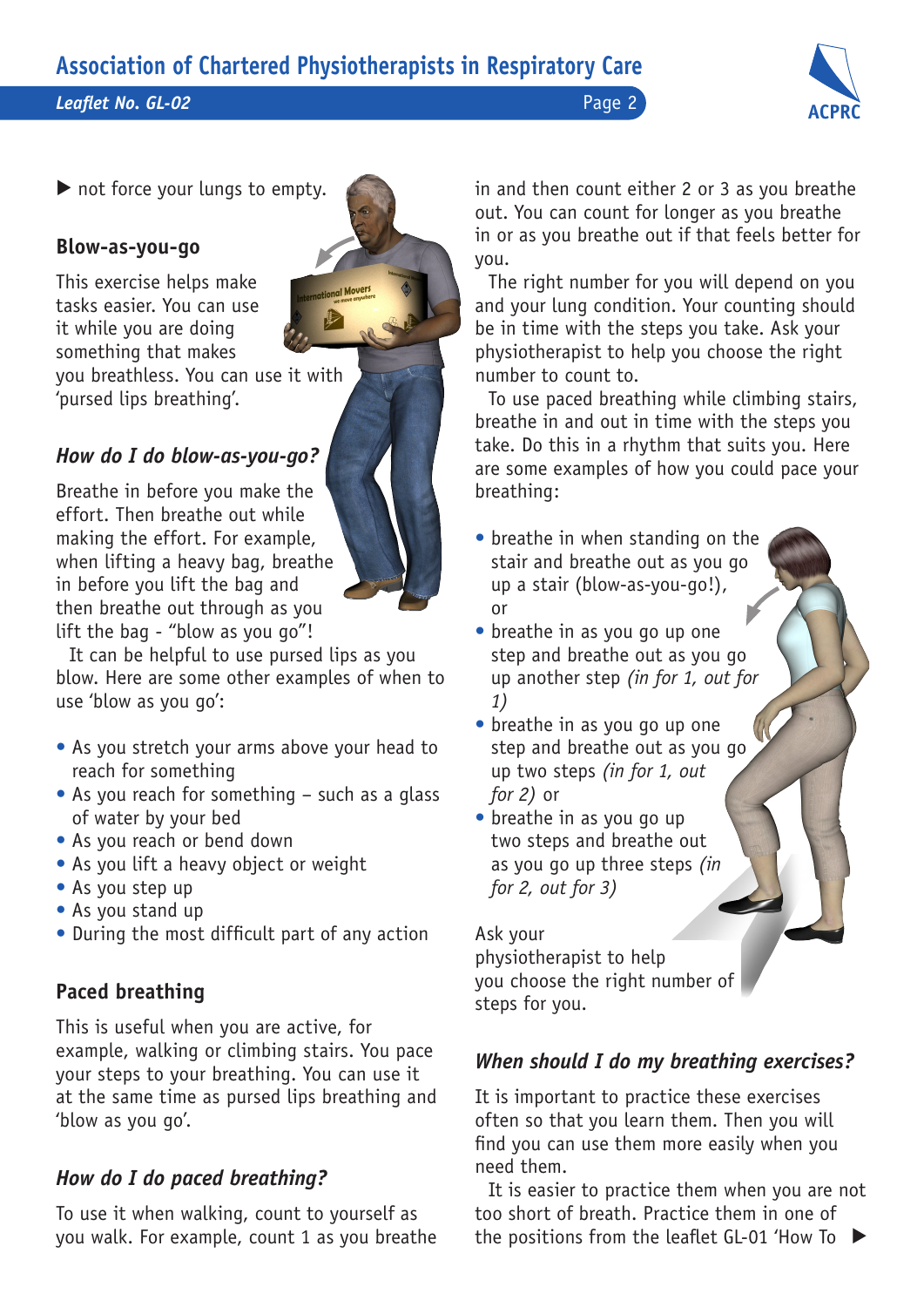- not force your lungs to empty.

## Blow-as-you-go

This exercise helps make tasks easier. You can use it while you are doing something that makes you breathless. You can use it with 'pursed lips breathing'.

### *How do I do blow-as-you-go?*

Breathe in before you make the effort. Then breathe out while making the effort. For example, when lifting a heavy bag, breathe in before you lift the bag and then breathe out through as you lift the bag - "blow as you go"!

It can be helpful to use pursed lips as you blow. Here are some other examples of when to use 'blow as you go':

- As you stretch your arms above your head to reach for something
- As you reach for something – such as a glass of water by your bed
- As you reach or bend down
- As you lift a heavy object or weight
- As you step up
- As you stand up
- During the most difficult part of any action

## Paced breathing

This is useful when you are active, for example, walking or climbing stairs. You pace your steps to your breathing. You can use it at the same time as pursed lips breathing and 'blow as you go'.

### *How do I do paced breathing?*

To use it when walking, count to yourself as you walk. For example, count 1 as you breathe in and then count either 2 or 3 as you breathe out. You can count for longer as you breathe in or as you breathe out if that feels better for you.

The right number for you will depend on you and your lung condition. Your counting should be in time with the steps you take. Ask your physiotherapist to help you choose the right number to count to.

To use paced breathing while climbing stairs, breathe in and out in time with the steps you take. Do this in a rhythm that suits you. Here are some examples of how you could pace your breathing:

- breathe in when standing on the stair and breathe out as you go up a stair (blow-as-you-go!), or
- breathe in as you go up one step and breathe out as you go up another step *(in for 1, out for 1)*
- breathe in as you go up one step and breathe out as you go up two steps *(in for 1, out for 2)* or
- breathe in as you go up two steps and breathe out as you go up three steps *(in for 2, out for 3)*

Ask your physiotherapist to help you choose the right number of steps for you.

### *When should I do my breathing exercises?*

It is important to practice these exercises often so that you learn them. Then you will find you can use them more easily when you need them.

It is easier to practice them when you are not too short of breath. Practice them in one of the positions from the leaflet GL-01 'How To ▶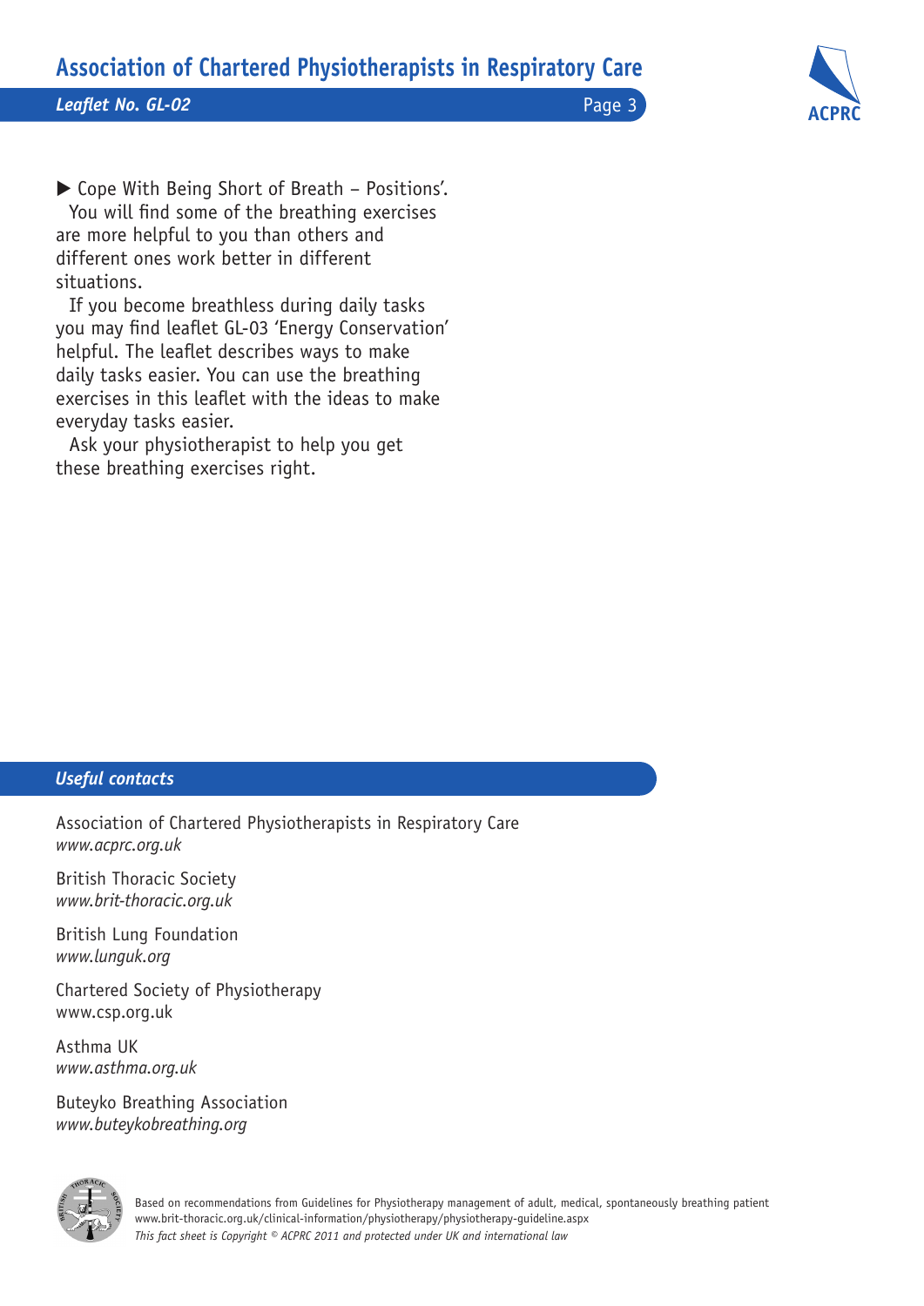▶ Cope With Being Short of Breath – Positions'.

You will find some of the breathing exercises are more helpful to you than others and different ones work better in different situations.

If you become breathless during daily tasks you may find leaflet GL-03 'Energy Conservation' helpful. The leaflet describes ways to make daily tasks easier. You can use the breathing exercises in this leaflet with the ideas to make everyday tasks easier.

Ask your physiotherapist to help you get these breathing exercises right.

## *Useful contacts*

Association of Chartered Physiotherapists in Respiratory Care
*www.acprc.org.uk*

British Thoracic Society
*www.brit-thoracic.org.uk*

British Lung Foundation
*www.lunguk.org*

Chartered Society of Physiotherapy
www.csp.org.uk

Asthma UK
*www.asthma.org.uk*

Buteyko Breathing Association
*www.buteykobreathing.org*

Based on recommendations from Guidelines for Physiotherapy management of adult, medical, spontaneously breathing patient
www.brit-thoracic.org.uk/clinical-information/physiotherapy/physiotherapy-guideline.aspx
*This fact sheet is Copyright © ACPRC 2011 and protected under UK and international law*